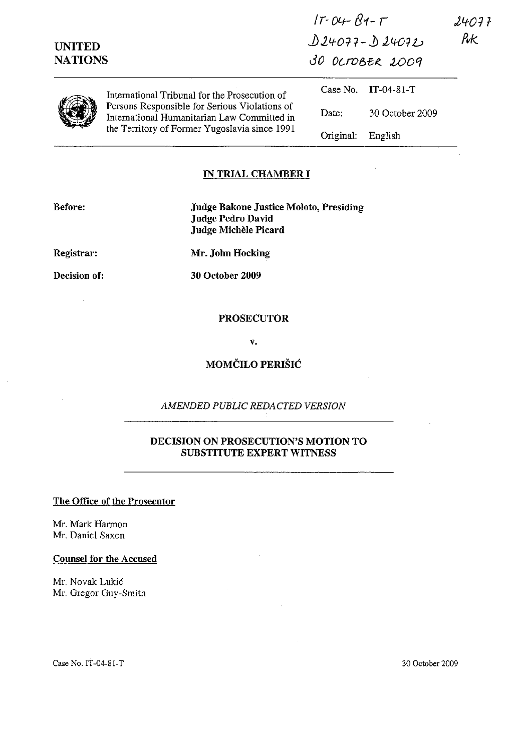IT-04-81-T
D24077-D24072
30 OCTOBER 2009

24077
PvK

**UNITED NATIONS**

International Tribunal for the Prosecution of Persons Responsible for Serious Violations of International Humanitarian Law Committed in the Territory of Former Yugoslavia since 1991

| | |
|---|---|
| Case No. | IT-04-81-T |
| Date: | 30 October 2009 |
| Original: | English |

## IN TRIAL CHAMBER I

**Before:** **Judge Bakone Justice Moloto, Presiding**
**Judge Pedro David**
**Judge Michèle Picard**

**Registrar:** **Mr. John Hocking**

**Decision of:** **30 October 2009**

**PROSECUTOR**

**v.**

**MOMČILO PERIŠIĆ**

*AMENDED PUBLIC REDACTED VERSION*

**DECISION ON PROSECUTION'S MOTION TO SUBSTITUTE EXPERT WITNESS**

**The Office of the Prosecutor**

Mr. Mark Harmon
Mr. Daniel Saxon

**Counsel for the Accused**

Mr. Novak Lukić
Mr. Gregor Guy-Smith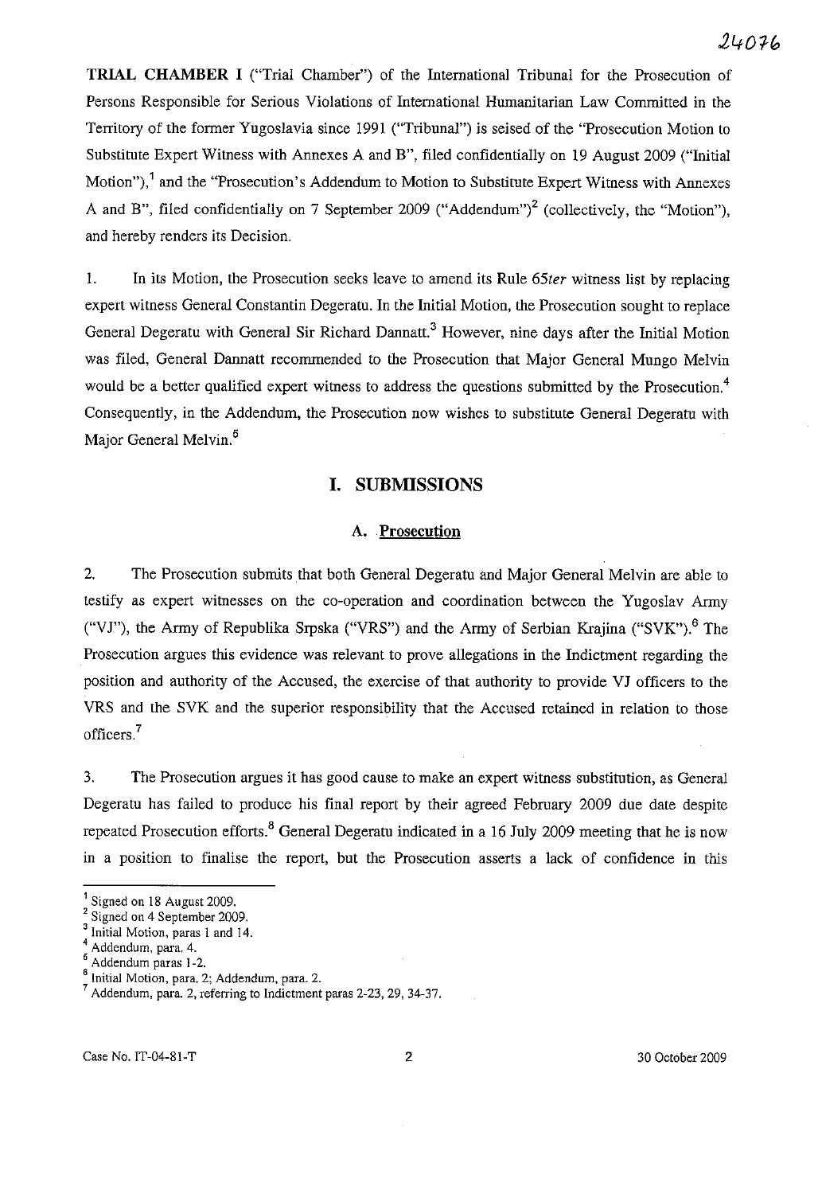**TRIAL CHAMBER I** ("Trial Chamber") of the International Tribunal for the Prosecution of Persons Responsible for Serious Violations of International Humanitarian Law Committed in the Territory of the former Yugoslavia since 1991 ("Tribunal") is seised of the "Prosecution Motion to Substitute Expert Witness with Annexes A and B", filed confidentially on 19 August 2009 ("Initial Motion"),[1] and the "Prosecution's Addendum to Motion to Substitute Expert Witness with Annexes A and B", filed confidentially on 7 September 2009 ("Addendum")[2] (collectively, the "Motion"), and hereby renders its Decision.

1. In its Motion, the Prosecution seeks leave to amend its Rule 65*ter* witness list by replacing expert witness General Constantin Degeratu. In the Initial Motion, the Prosecution sought to replace General Degeratu with General Sir Richard Dannatt.[3] However, nine days after the Initial Motion was filed, General Dannatt recommended to the Prosecution that Major General Mungo Melvin would be a better qualified expert witness to address the questions submitted by the Prosecution.[4] Consequently, in the Addendum, the Prosecution now wishes to substitute General Degeratu with Major General Melvin.[5]

## I. SUBMISSIONS

### A. Prosecution

2. The Prosecution submits that both General Degeratu and Major General Melvin are able to testify as expert witnesses on the co-operation and coordination between the Yugoslav Army ("VJ"), the Army of Republika Srpska ("VRS") and the Army of Serbian Krajina ("SVK").[6] The Prosecution argues this evidence was relevant to prove allegations in the Indictment regarding the position and authority of the Accused, the exercise of that authority to provide VJ officers to the VRS and the SVK and the superior responsibility that the Accused retained in relation to those officers.[7]

3. The Prosecution argues it has good cause to make an expert witness substitution, as General Degeratu has failed to produce his final report by their agreed February 2009 due date despite repeated Prosecution efforts.[8] General Degeratu indicated in a 16 July 2009 meeting that he is now in a position to finalise the report, but the Prosecution asserts a lack of confidence in this

---

[1] Signed on 18 August 2009.

[2] Signed on 4 September 2009.

[3] Initial Motion, paras 1 and 14.

[4] Addendum, para. 4.

[5] Addendum paras 1-2.

[6] Initial Motion, para. 2; Addendum, para. 2.

[7] Addendum, para. 2, referring to Indictment paras 2-23, 29, 34-37.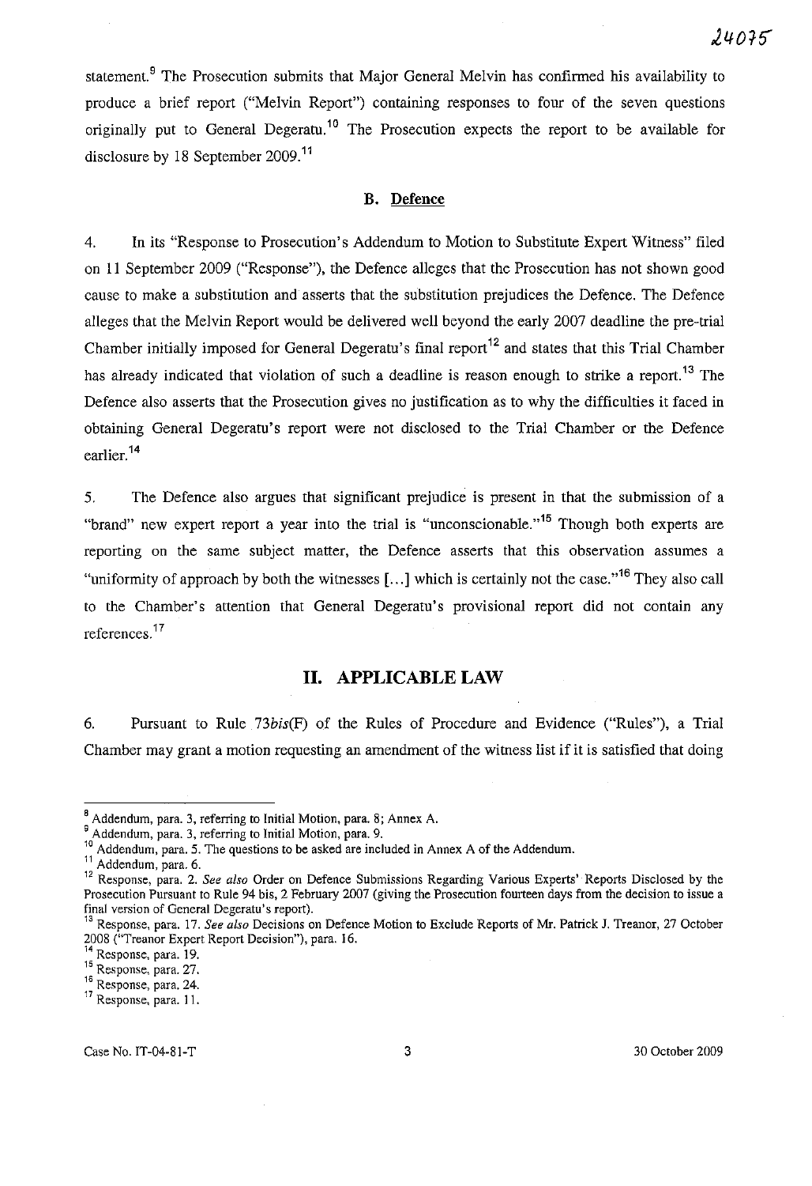statement.[9] The Prosecution submits that Major General Melvin has confirmed his availability to produce a brief report ("Melvin Report") containing responses to four of the seven questions originally put to General Degeratu.[10] The Prosecution expects the report to be available for disclosure by 18 September 2009.[11]

### B. Defence

4. In its "Response to Prosecution's Addendum to Motion to Substitute Expert Witness" filed on 11 September 2009 ("Response"), the Defence alleges that the Prosecution has not shown good cause to make a substitution and asserts that the substitution prejudices the Defence. The Defence alleges that the Melvin Report would be delivered well beyond the early 2007 deadline the pre-trial Chamber initially imposed for General Degeratu's final report[12] and states that this Trial Chamber has already indicated that violation of such a deadline is reason enough to strike a report.[13] The Defence also asserts that the Prosecution gives no justification as to why the difficulties it faced in obtaining General Degeratu's report were not disclosed to the Trial Chamber or the Defence earlier.[14]

5. The Defence also argues that significant prejudice is present in that the submission of a "brand" new expert report a year into the trial is "unconscionable."[15] Though both experts are reporting on the same subject matter, the Defence asserts that this observation assumes a "uniformity of approach by both the witnesses [...] which is certainly not the case."[16] They also call to the Chamber's attention that General Degeratu's provisional report did not contain any references.[17]

## II. APPLICABLE LAW

6. Pursuant to Rule 73*bis*(F) of the Rules of Procedure and Evidence ("Rules"), a Trial Chamber may grant a motion requesting an amendment of the witness list if it is satisfied that doing

---

[8] Addendum, para. 3, referring to Initial Motion, para. 8; Annex A.

[9] Addendum, para. 3, referring to Initial Motion, para. 9.

[10] Addendum, para. 5. The questions to be asked are included in Annex A of the Addendum.

[11] Addendum, para. 6.

[12] Response, para. 2. *See also* Order on Defence Submissions Regarding Various Experts' Reports Disclosed by the Prosecution Pursuant to Rule 94 bis, 2 February 2007 (giving the Prosecution fourteen days from the decision to issue a final version of General Degeratu's report).

[13] Response, para. 17. *See also* Decisions on Defence Motion to Exclude Reports of Mr. Patrick J. Treanor, 27 October 2008 ("Treanor Expert Report Decision"), para. 16.

[14] Response, para. 19.

[15] Response, para. 27.

[16] Response, para. 24.

[17] Response, para. 11.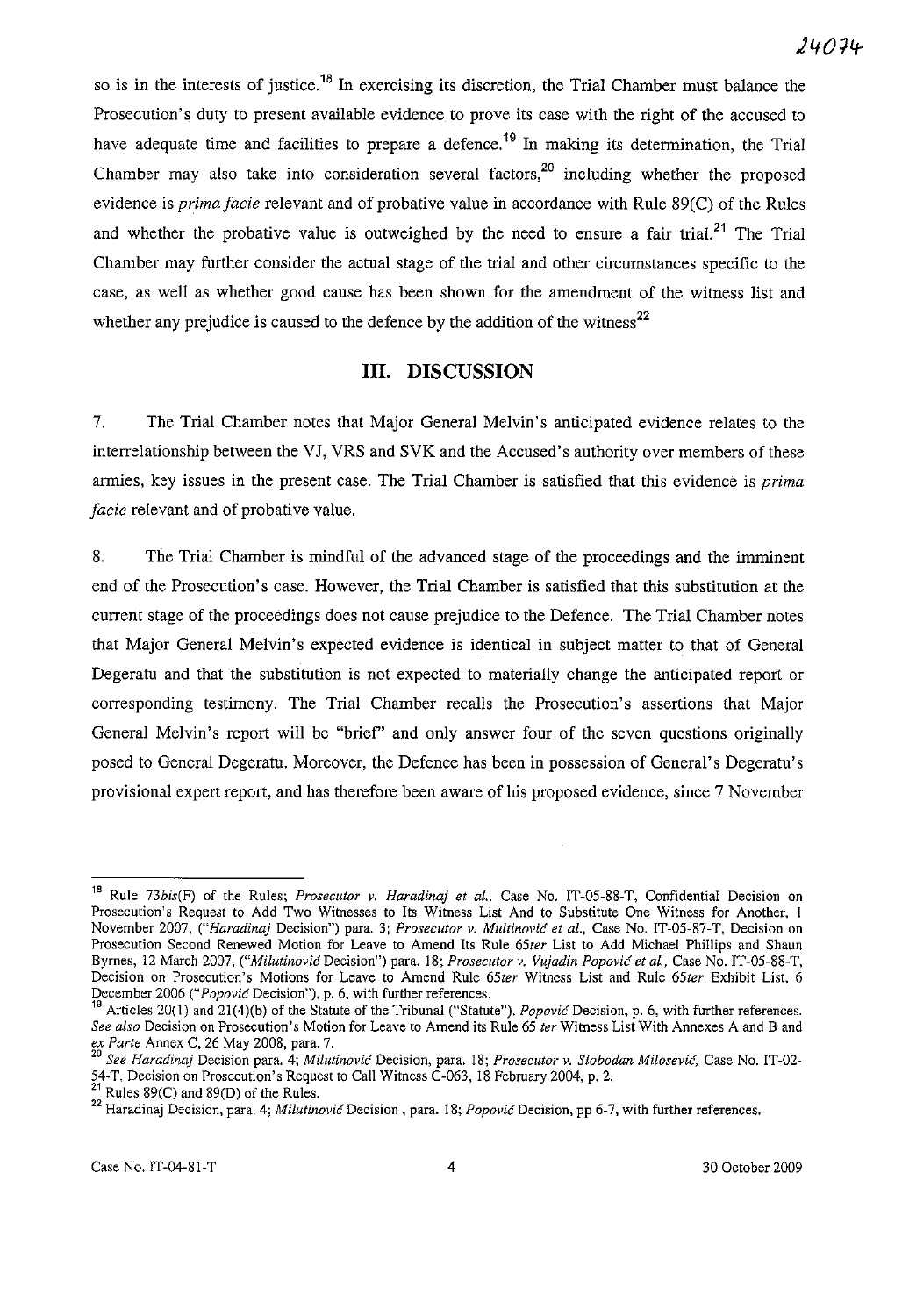so is in the interests of justice.[18] In exercising its discretion, the Trial Chamber must balance the Prosecution's duty to present available evidence to prove its case with the right of the accused to have adequate time and facilities to prepare a defence.[19] In making its determination, the Trial Chamber may also take into consideration several factors,[20] including whether the proposed evidence is *prima facie* relevant and of probative value in accordance with Rule 89(C) of the Rules and whether the probative value is outweighed by the need to ensure a fair trial.[21] The Trial Chamber may further consider the actual stage of the trial and other circumstances specific to the case, as well as whether good cause has been shown for the amendment of the witness list and whether any prejudice is caused to the defence by the addition of the witness[22]

## III. DISCUSSION

7. The Trial Chamber notes that Major General Melvin's anticipated evidence relates to the interrelationship between the VJ, VRS and SVK and the Accused's authority over members of these armies, key issues in the present case. The Trial Chamber is satisfied that this evidence is *prima facie* relevant and of probative value.

8. The Trial Chamber is mindful of the advanced stage of the proceedings and the imminent end of the Prosecution's case. However, the Trial Chamber is satisfied that this substitution at the current stage of the proceedings does not cause prejudice to the Defence. The Trial Chamber notes that Major General Melvin's expected evidence is identical in subject matter to that of General Degeratu and that the substitution is not expected to materially change the anticipated report or corresponding testimony. The Trial Chamber recalls the Prosecution's assertions that Major General Melvin's report will be "brief" and only answer four of the seven questions originally posed to General Degeratu. Moreover, the Defence has been in possession of General's Degeratu's provisional expert report, and has therefore been aware of his proposed evidence, since 7 November

---

[18] Rule 73*bis*(F) of the Rules; *Prosecutor v. Haradinaj et al.*, Case No. IT-05-88-T, Confidential Decision on Prosecution's Request to Add Two Witnesses to Its Witness List And to Substitute One Witness for Another, 1 November 2007, ("*Haradinaj* Decision") para. 3; *Prosecutor v. Multinović et al.*, Case No. IT-05-87-T, Decision on Prosecution Second Renewed Motion for Leave to Amend Its Rule 65*ter* List to Add Michael Phillips and Shaun Byrnes, 12 March 2007, ("*Milutinović* Decision") para. 18; *Prosecutor v. Vujadin Popović et al.*, Case No. IT-05-88-T, Decision on Prosecution's Motions for Leave to Amend Rule 65*ter* Witness List and Rule 65*ter* Exhibit List, 6 December 2006 ("*Popović* Decision"), p. 6, with further references.

[19] Articles 20(1) and 21(4)(b) of the Statute of the Tribunal ("Statute"). *Popović* Decision, p. 6, with further references. *See also* Decision on Prosecution's Motion for Leave to Amend Its Rule 65 *ter* Witness List With Annexes A and B and *ex Parte* Annex C, 26 May 2008, para. 7.

[20] *See Haradinaj* Decision para. 4; *Milutinović* Decision, para. 18; *Prosecutor v. Slobodan Milosević*, Case No. IT-02-54-T, Decision on Prosecution's Request to Call Witness C-063, 18 February 2004, p. 2.

[21] Rules 89(C) and 89(D) of the Rules.

[22] Haradinaj Decision, para. 4; *Milutinović* Decision , para. 18; *Popović* Decision, pp 6-7, with further references.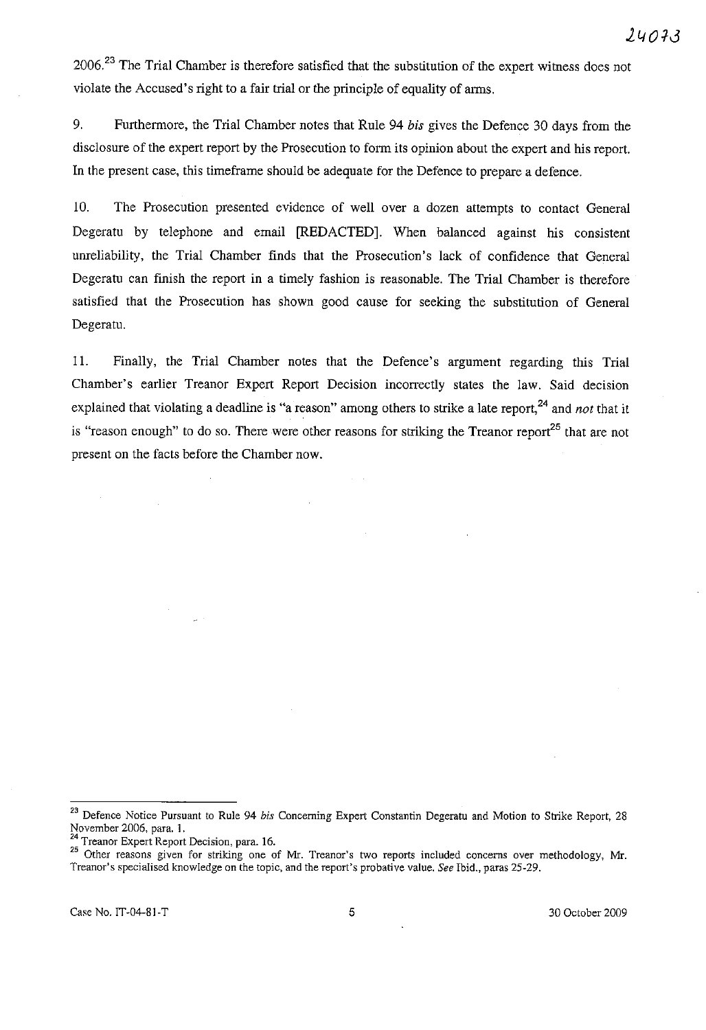2006.[23] The Trial Chamber is therefore satisfied that the substitution of the expert witness does not violate the Accused's right to a fair trial or the principle of equality of arms.

9. Furthermore, the Trial Chamber notes that Rule 94 *bis* gives the Defence 30 days from the disclosure of the expert report by the Prosecution to form its opinion about the expert and his report. In the present case, this timeframe should be adequate for the Defence to prepare a defence.

10. The Prosecution presented evidence of well over a dozen attempts to contact General Degeratu by telephone and email [REDACTED]. When balanced against his consistent unreliability, the Trial Chamber finds that the Prosecution's lack of confidence that General Degeratu can finish the report in a timely fashion is reasonable. The Trial Chamber is therefore satisfied that the Prosecution has shown good cause for seeking the substitution of General Degeratu.

11. Finally, the Trial Chamber notes that the Defence's argument regarding this Trial Chamber's earlier Treanor Expert Report Decision incorrectly states the law. Said decision explained that violating a deadline is "a reason" among others to strike a late report,[24] and *not* that it is "reason enough" to do so. There were other reasons for striking the Treanor report[25] that are not present on the facts before the Chamber now.

---

[23] Defence Notice Pursuant to Rule 94 *bis* Concerning Expert Constantin Degeratu and Motion to Strike Report, 28 November 2006, para. 1.

[24] Treanor Expert Report Decision, para. 16.

[25] Other reasons given for striking one of Mr. Treanor's two reports included concerns over methodology, Mr. Treanor's specialised knowledge on the topic, and the report's probative value. *See* Ibid., paras 25-29.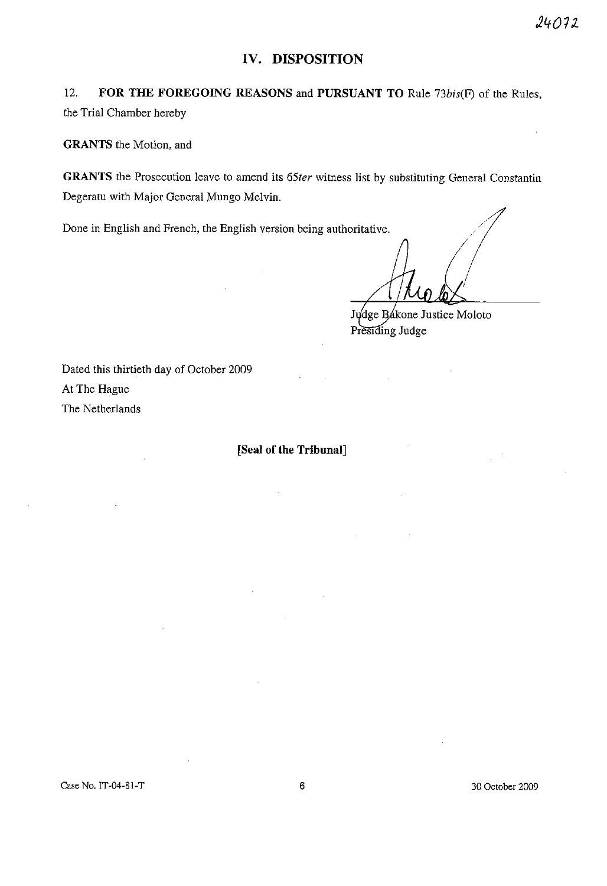## IV. DISPOSITION

12. **FOR THE FOREGOING REASONS** and **PURSUANT TO** Rule 73*bis*(F) of the Rules, the Trial Chamber hereby

**GRANTS** the Motion, and

**GRANTS** the Prosecution leave to amend its 65*ter* witness list by substituting General Constantin Degeratu with Major General Mungo Melvin.

Done in English and French, the English version being authoritative.

Judge Bakone Justice Moloto
Presiding Judge

Dated this thirtieth day of October 2009
At The Hague
The Netherlands

**[Seal of the Tribunal]**